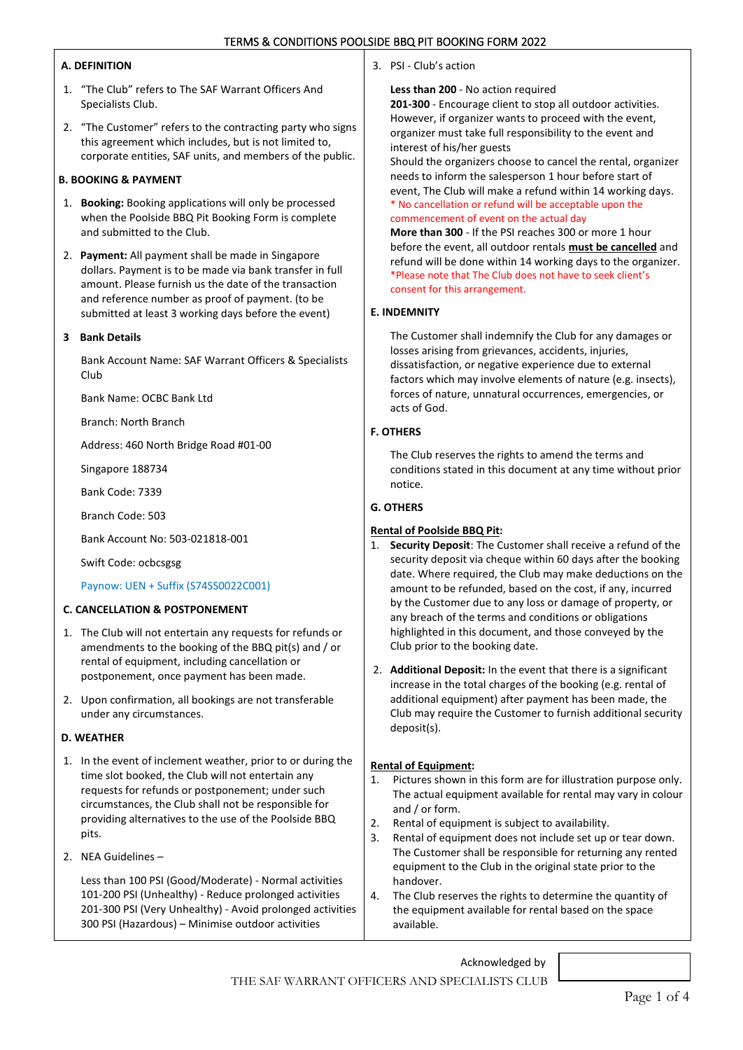# TERMS & CONDITIONS POOLSIDE BBQ PIT BOOKING FORM 2022

## A. DEFINITION

1. "The Club" refers to The SAF Warrant Officers And Specialists Club.
2. "The Customer" refers to the contracting party who signs this agreement which includes, but is not limited to, corporate entities, SAF units, and members of the public.

## B. BOOKING & PAYMENT

1. **Booking:** Booking applications will only be processed when the Poolside BBQ Pit Booking Form is complete and submitted to the Club.
2. **Payment:** All payment shall be made in Singapore dollars. Payment is to be made via bank transfer in full amount. Please furnish us the date of the transaction and reference number as proof of payment. (to be submitted at least 3 working days before the event)
3. **Bank Details**

   Bank Account Name: SAF Warrant Officers & Specialists Club

   Bank Name: OCBC Bank Ltd

   Branch: North Branch

   Address: 460 North Bridge Road #01-00

   Singapore 188734

   Bank Code: 7339

   Branch Code: 503

   Bank Account No: 503-021818-001

   Swift Code: ocbcsgsg

   Paynow: UEN + Suffix (S74SS0022C001)

## C. CANCELLATION & POSTPONEMENT

1. The Club will not entertain any requests for refunds or amendments to the booking of the BBQ pit(s) and / or rental of equipment, including cancellation or postponement, once payment has been made.
2. Upon confirmation, all bookings are not transferable under any circumstances.

## D. WEATHER

1. In the event of inclement weather, prior to or during the time slot booked, the Club will not entertain any requests for refunds or postponement; under such circumstances, the Club shall not be responsible for providing alternatives to the use of the Poolside BBQ pits.
2. NEA Guidelines –

   Less than 100 PSI (Good/Moderate) - Normal activities
   101-200 PSI (Unhealthy) - Reduce prolonged activities
   201-300 PSI (Very Unhealthy) - Avoid prolonged activities
   300 PSI (Hazardous) – Minimise outdoor activities

3. PSI - Club's action

   **Less than 200** - No action required
   **201-300** - Encourage client to stop all outdoor activities. However, if organizer wants to proceed with the event, organizer must take full responsibility to the event and interest of his/her guests
   Should the organizers choose to cancel the rental, organizer needs to inform the salesperson 1 hour before start of event, The Club will make a refund within 14 working days.
   * No cancellation or refund will be acceptable upon the commencement of event on the actual day
   **More than 300** - If the PSI reaches 300 or more 1 hour before the event, all outdoor rentals **must be cancelled** and refund will be done within 14 working days to the organizer.
   *Please note that The Club does not have to seek client's consent for this arrangement.

## E. INDEMNITY

The Customer shall indemnify the Club for any damages or losses arising from grievances, accidents, injuries, dissatisfaction, or negative experience due to external factors which may involve elements of nature (e.g. insects), forces of nature, unnatural occurrences, emergencies, or acts of God.

## F. OTHERS

The Club reserves the rights to amend the terms and conditions stated in this document at any time without prior notice.

## G. OTHERS

**Rental of Poolside BBQ Pit:**

1. **Security Deposit**: The Customer shall receive a refund of the security deposit via cheque within 60 days after the booking date. Where required, the Club may make deductions on the amount to be refunded, based on the cost, if any, incurred by the Customer due to any loss or damage of property, or any breach of the terms and conditions or obligations highlighted in this document, and those conveyed by the Club prior to the booking date.
2. **Additional Deposit:** In the event that there is a significant increase in the total charges of the booking (e.g. rental of additional equipment) after payment has been made, the Club may require the Customer to furnish additional security deposit(s).

**Rental of Equipment:**

1. Pictures shown in this form are for illustration purpose only. The actual equipment available for rental may vary in colour and / or form.
2. Rental of equipment is subject to availability.
3. Rental of equipment does not include set up or tear down. The Customer shall be responsible for returning any rented equipment to the Club in the original state prior to the handover.
4. The Club reserves the rights to determine the quantity of the equipment available for rental based on the space available.

Acknowledged by

THE SAF WARRANT OFFICERS AND SPECIALISTS CLUB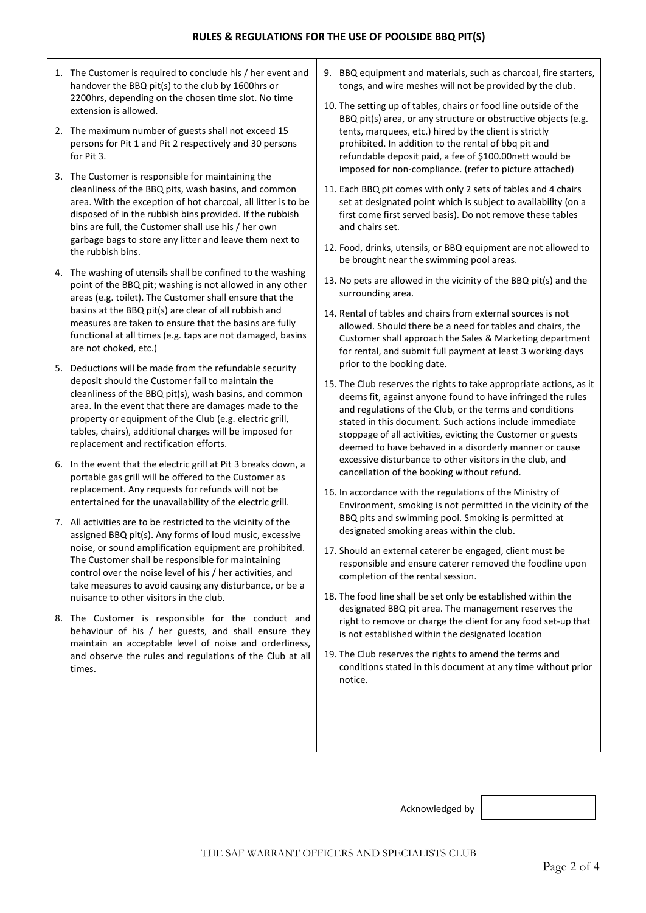## RULES & REGULATIONS FOR THE USE OF POOLSIDE BBQ PIT(S)

1. The Customer is required to conclude his / her event and handover the BBQ pit(s) to the club by 1600hrs or 2200hrs, depending on the chosen time slot. No time extension is allowed.
2. The maximum number of guests shall not exceed 15 persons for Pit 1 and Pit 2 respectively and 30 persons for Pit 3.
3. The Customer is responsible for maintaining the cleanliness of the BBQ pits, wash basins, and common area. With the exception of hot charcoal, all litter is to be disposed of in the rubbish bins provided. If the rubbish bins are full, the Customer shall use his / her own garbage bags to store any litter and leave them next to the rubbish bins.
4. The washing of utensils shall be confined to the washing point of the BBQ pit; washing is not allowed in any other areas (e.g. toilet). The Customer shall ensure that the basins at the BBQ pit(s) are clear of all rubbish and measures are taken to ensure that the basins are fully functional at all times (e.g. taps are not damaged, basins are not choked, etc.)
5. Deductions will be made from the refundable security deposit should the Customer fail to maintain the cleanliness of the BBQ pit(s), wash basins, and common area. In the event that there are damages made to the property or equipment of the Club (e.g. electric grill, tables, chairs), additional charges will be imposed for replacement and rectification efforts.
6. In the event that the electric grill at Pit 3 breaks down, a portable gas grill will be offered to the Customer as replacement. Any requests for refunds will not be entertained for the unavailability of the electric grill.
7. All activities are to be restricted to the vicinity of the assigned BBQ pit(s). Any forms of loud music, excessive noise, or sound amplification equipment are prohibited. The Customer shall be responsible for maintaining control over the noise level of his / her activities, and take measures to avoid causing any disturbance, or be a nuisance to other visitors in the club.
8. The Customer is responsible for the conduct and behaviour of his / her guests, and shall ensure they maintain an acceptable level of noise and orderliness, and observe the rules and regulations of the Club at all times.
9. BBQ equipment and materials, such as charcoal, fire starters, tongs, and wire meshes will not be provided by the club.
10. The setting up of tables, chairs or food line outside of the BBQ pit(s) area, or any structure or obstructive objects (e.g. tents, marquees, etc.) hired by the client is strictly prohibited. In addition to the rental of bbq pit and refundable deposit paid, a fee of $100.00nett would be imposed for non-compliance. (refer to picture attached)
11. Each BBQ pit comes with only 2 sets of tables and 4 chairs set at designated point which is subject to availability (on a first come first served basis). Do not remove these tables and chairs set.
12. Food, drinks, utensils, or BBQ equipment are not allowed to be brought near the swimming pool areas.
13. No pets are allowed in the vicinity of the BBQ pit(s) and the surrounding area.
14. Rental of tables and chairs from external sources is not allowed. Should there be a need for tables and chairs, the Customer shall approach the Sales & Marketing department for rental, and submit full payment at least 3 working days prior to the booking date.
15. The Club reserves the rights to take appropriate actions, as it deems fit, against anyone found to have infringed the rules and regulations of the Club, or the terms and conditions stated in this document. Such actions include immediate stoppage of all activities, evicting the Customer or guests deemed to have behaved in a disorderly manner or cause excessive disturbance to other visitors in the club, and cancellation of the booking without refund.
16. In accordance with the regulations of the Ministry of Environment, smoking is not permitted in the vicinity of the BBQ pits and swimming pool. Smoking is permitted at designated smoking areas within the club.
17. Should an external caterer be engaged, client must be responsible and ensure caterer removed the foodline upon completion of the rental session.
18. The food line shall be set only be established within the designated BBQ pit area. The management reserves the right to remove or charge the client for any food set-up that is not established within the designated location
19. The Club reserves the rights to amend the terms and conditions stated in this document at any time without prior notice.

Acknowledged by

THE SAF WARRANT OFFICERS AND SPECIALISTS CLUB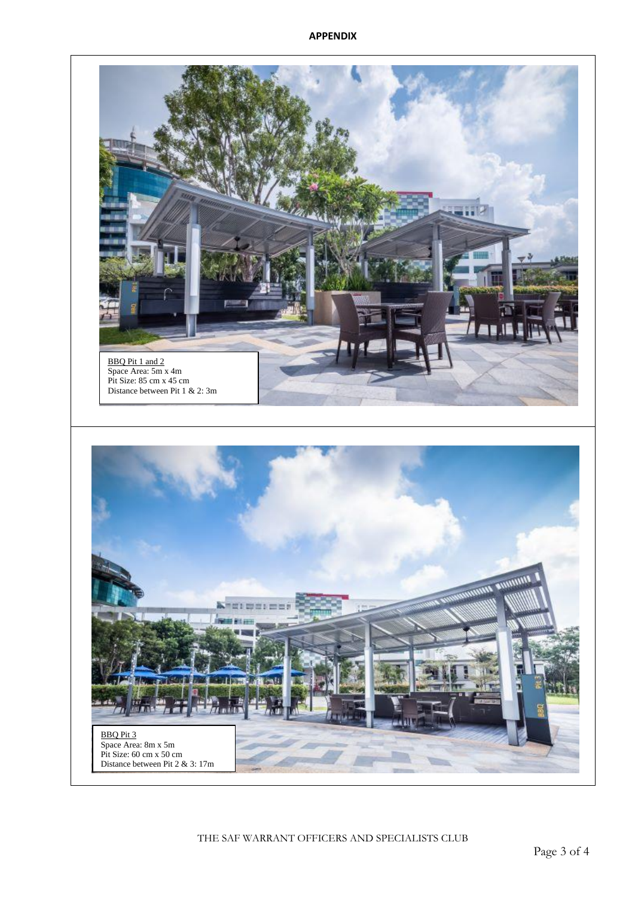**APPENDIX**

BBQ Pit 1 and 2
Space Area: 5m x 4m
Pit Size: 85 cm x 45 cm
Distance between Pit 1 & 2: 3m

BBQ Pit 3
Space Area: 8m x 5m
Pit Size: 60 cm x 50 cm
Distance between Pit 2 & 3: 17m

THE SAF WARRANT OFFICERS AND SPECIALISTS CLUB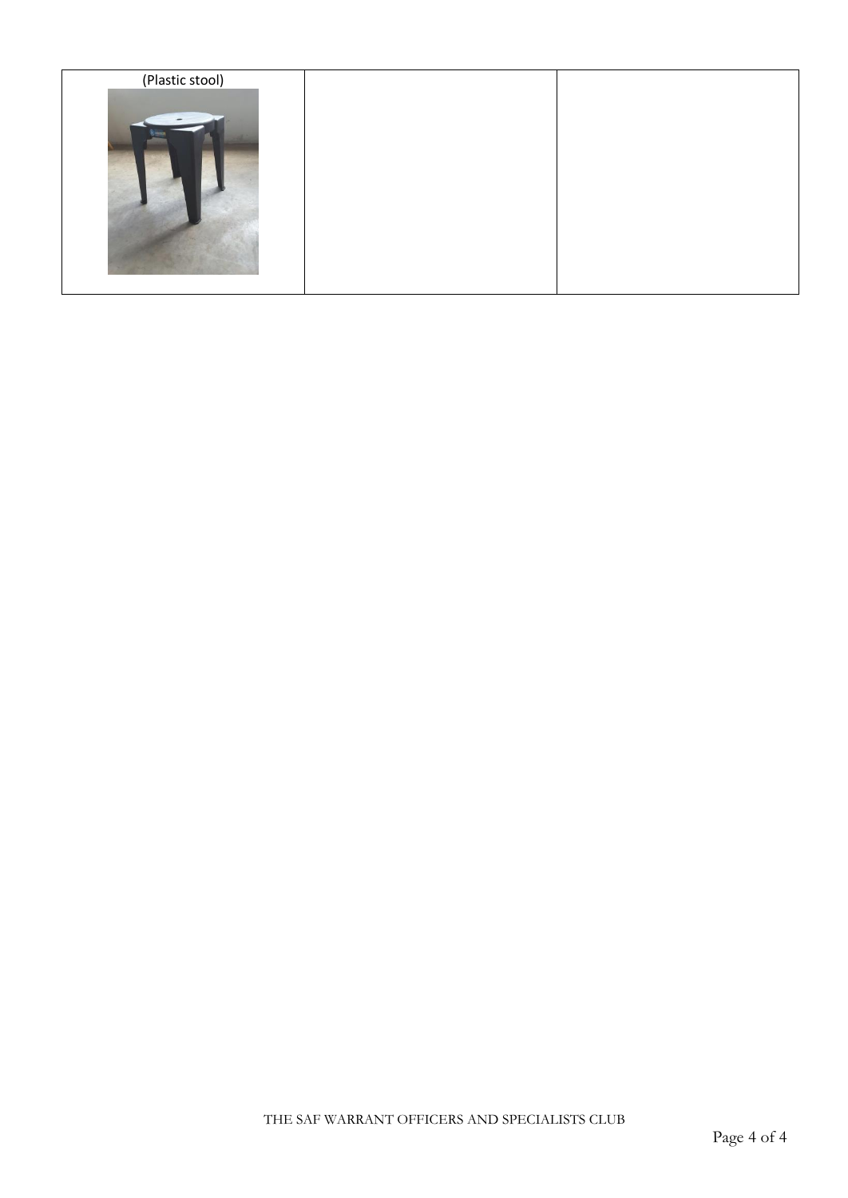| | | |
|---|---|---|
| (Plastic stool) | | |